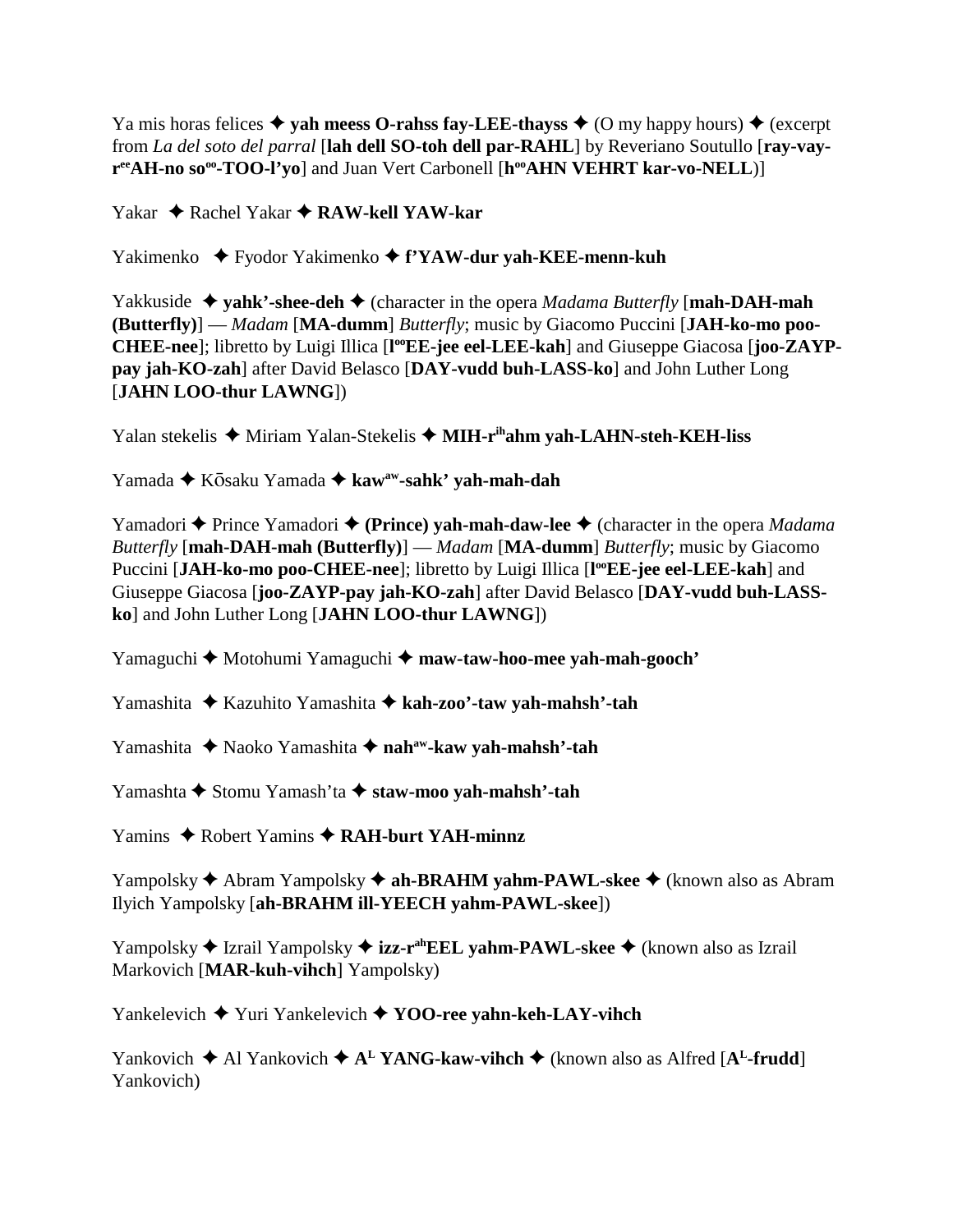Ya mis horas felices ✦ **yah meess O-rahss fay-LEE-thayss** ✦ (O my happy hours) ✦ (excerpt from *La del soto del parral* [**lah dell SO-toh dell par-RAHL**] by Reveriano Soutullo [**ray-vay-r**ee**AH-no so**oo**-TOO-l'yo**] and Juan Vert Carbonell [**h**oo**AHN VEHRT kar-vo-NELL**)]

Yakar ✦ Rachel Yakar ✦ **RAW-kell YAW-kar**

Yakimenko ✦ Fyodor Yakimenko ✦ **f'YAW-dur yah-KEE-menn-kuh**

Yakkuside ✦ **yahk'-shee-deh** ✦ (character in the opera *Madama Butterfly* [**mah-DAH-mah (Butterfly)**] — *Madam* [**MA-dumm**] *Butterfly*; music by Giacomo Puccini [**JAH-ko-mo poo-CHEE-nee**]; libretto by Luigi Illica [**l**oo**EE-jee eel-LEE-kah**] and Giuseppe Giacosa [**joo-ZAYP-pay jah-KO-zah**] after David Belasco [**DAY-vudd buh-LASS-ko**] and John Luther Long [**JAHN LOO-thur LAWNG**])

Yalan stekelis ✦ Miriam Yalan-Stekelis ✦ **MIH-r**ih**ahm yah-LAHN-steh-KEH-liss**

Yamada ✦ Kōsaku Yamada ✦ **kaw**aw**-sahk' yah-mah-dah**

Yamadori ✦ Prince Yamadori ✦ **(Prince) yah-mah-daw-lee** ✦ (character in the opera *Madama Butterfly* [**mah-DAH-mah (Butterfly)**] — *Madam* [**MA-dumm**] *Butterfly*; music by Giacomo Puccini [**JAH-ko-mo poo-CHEE-nee**]; libretto by Luigi Illica [**l**oo**EE-jee eel-LEE-kah**] and Giuseppe Giacosa [**joo-ZAYP-pay jah-KO-zah**] after David Belasco [**DAY-vudd buh-LASS-ko**] and John Luther Long [**JAHN LOO-thur LAWNG**])

Yamaguchi ✦ Motohumi Yamaguchi ✦ **maw-taw-hoo-mee yah-mah-gooch'**

Yamashita ✦ Kazuhito Yamashita ✦ **kah-zoo'-taw yah-mahsh'-tah**

Yamashita ✦ Naoko Yamashita ✦ **nah**aw**-kaw yah-mahsh'-tah**

Yamashta ✦ Stomu Yamash'ta ✦ **staw-moo yah-mahsh'-tah**

Yamins ✦ Robert Yamins ✦ **RAH-burt YAH-minnz**

Yampolsky ✦ Abram Yampolsky ✦ **ah-BRAHM yahm-PAWL-skee** ✦ (known also as Abram Ilyich Yampolsky [**ah-BRAHM ill-YEECH yahm-PAWL-skee**])

Yampolsky ✦ Izrail Yampolsky ✦ **izz-r**ah**EEL yahm-PAWL-skee** ✦ (known also as Izrail Markovich [**MAR-kuh-vihch**] Yampolsky)

Yankelevich ✦ Yuri Yankelevich ✦ **YOO-ree yahn-keh-LAY-vihch**

Yankovich ✦ Al Yankovich ✦ **A**L **YANG-kaw-vihch** ✦ (known also as Alfred [**A**L**-frudd**] Yankovich)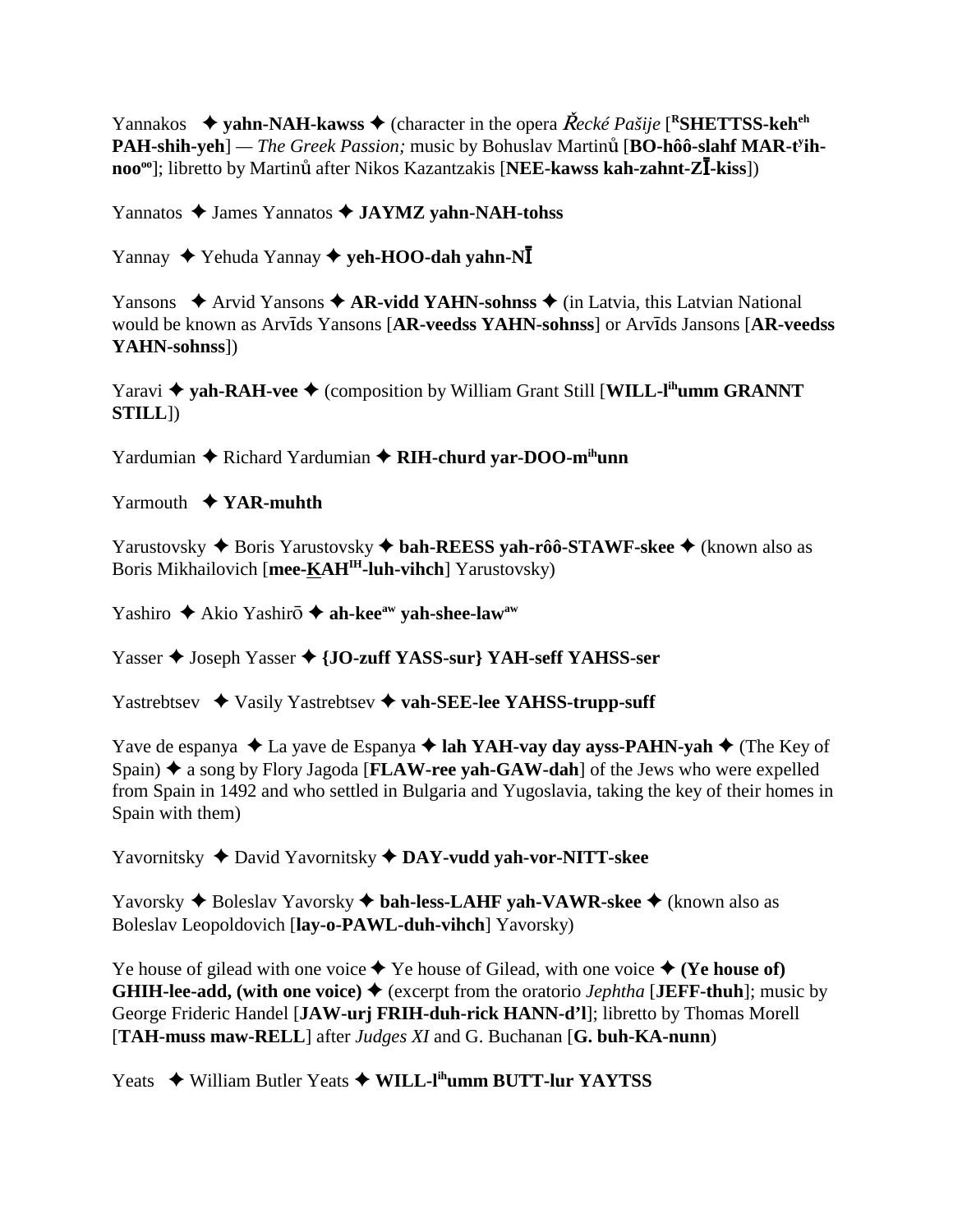Yannakos ✦ **yahn-NAH-kawss** ✦ (character in the opera *Řecké Pašije* [**RSHETTSS-keheh PAH-shih-yeh**] — *The Greek Passion;* music by Bohuslav Martinů [**BO-hôô-slahf MAR-tyih-noooo**]; libretto by Martinů after Nikos Kazantzakis [**NEE-kawss kah-zahnt-ZĪ-kiss**])

Yannatos ✦ James Yannatos ✦ **JAYMZ yahn-NAH-tohss**

Yannay ✦ Yehuda Yannay ✦ **yeh-HOO-dah yahn-NĪ**

Yansons ✦ Arvid Yansons ✦ **AR-vidd YAHN-sohnss** ✦ (in Latvia, this Latvian National would be known as Arvīds Yansons [**AR-veedss YAHN-sohnss**] or Arvīds Jansons [**AR-veedss YAHN-sohnss**])

Yaravi ✦ **yah-RAH-vee** ✦ (composition by William Grant Still [**WILL-lihumm GRANNT STILL**])

Yardumian ✦ Richard Yardumian ✦ **RIH-churd yar-DOO-mihunn**

Yarmouth ✦ **YAR-muhth**

Yarustovsky ✦ Boris Yarustovsky ✦ **bah-REESS yah-rôô-STAWF-skee** ✦ (known also as Boris Mikhailovich [**mee-KAHIH-luh-vihch**] Yarustovsky)

Yashiro ✦ Akio Yashirō ✦ **ah-keeaw yah-shee-lawaw**

Yasser ✦ Joseph Yasser ✦ **{JO-zuff YASS-sur} YAH-seff YAHSS-ser**

Yastrebtsev ✦ Vasily Yastrebtsev ✦ **vah-SEE-lee YAHSS-trupp-suff**

Yave de espanya ✦ La yave de Espanya ✦ **lah YAH-vay day ayss-PAHN-yah** ✦ (The Key of Spain) ✦ a song by Flory Jagoda [**FLAW-ree yah-GAW-dah**] of the Jews who were expelled from Spain in 1492 and who settled in Bulgaria and Yugoslavia, taking the key of their homes in Spain with them)

Yavornitsky ✦ David Yavornitsky ✦ **DAY-vudd yah-vor-NITT-skee**

Yavorsky ✦ Boleslav Yavorsky ✦ **bah-less-LAHF yah-VAWR-skee** ✦ (known also as Boleslav Leopoldovich [**lay-o-PAWL-duh-vihch**] Yavorsky)

Ye house of gilead with one voice ✦ Ye house of Gilead, with one voice ✦ **(Ye house of) GHIH-lee-add, (with one voice)** ✦ (excerpt from the oratorio *Jephtha* [**JEFF-thuh**]; music by George Frideric Handel [**JAW-urj FRIH-duh-rick HANN-d'l**]; libretto by Thomas Morell [**TAH-muss maw-RELL**] after *Judges XI* and G. Buchanan [**G. buh-KA-nunn**)

Yeats ✦ William Butler Yeats ✦ **WILL-lihumm BUTT-lur YAYTSS**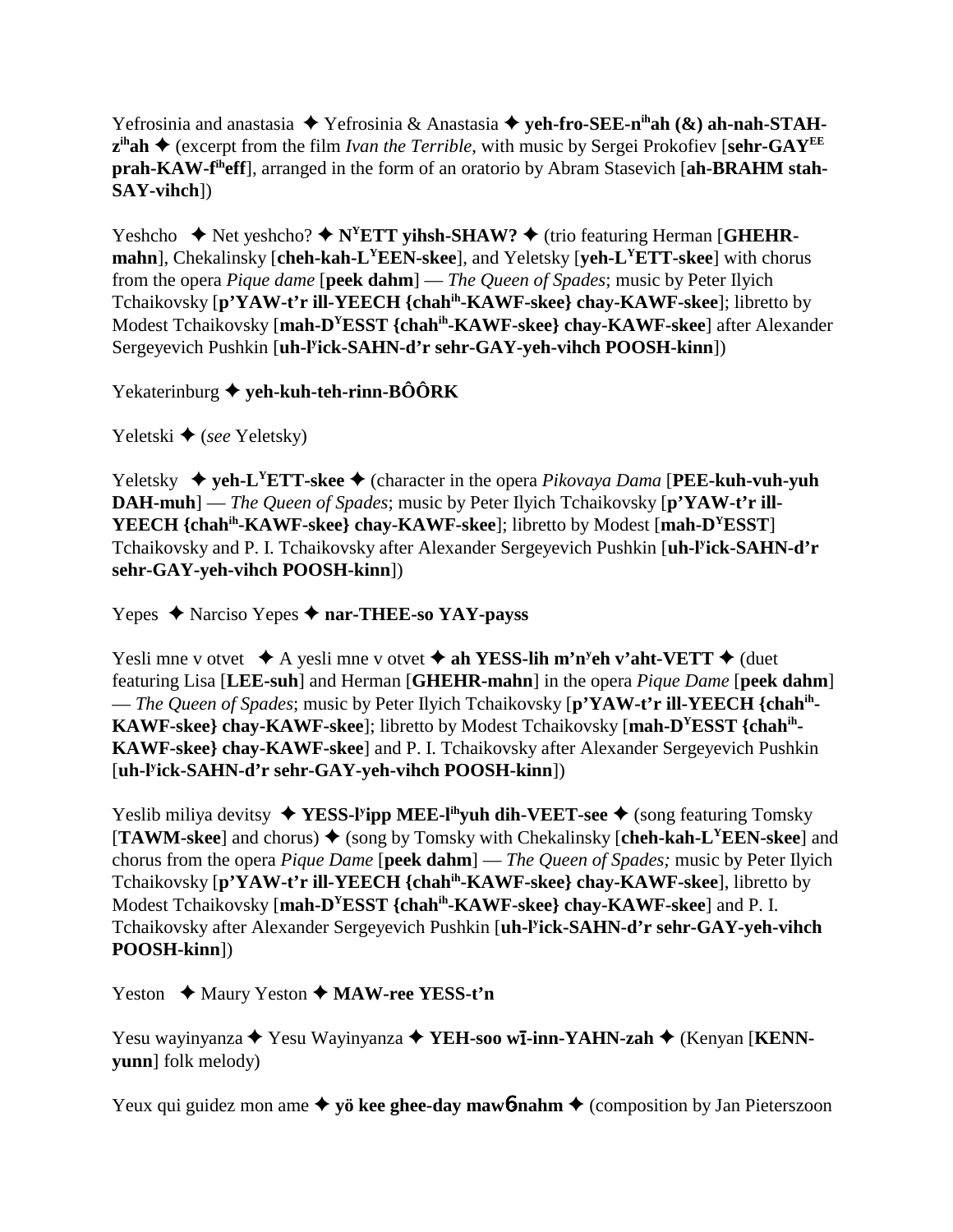Yefrosinia and anastasia ✦ Yefrosinia & Anastasia ✦ **yeh-fro-SEE-n^ih^ah (&) ah-nah-STAH-z^ih^ah** ✦ (excerpt from the film *Ivan the Terrible*, with music by Sergei Prokofiev [**sehr-GAY^EE^ prah-KAW-f^ih^eff**], arranged in the form of an oratorio by Abram Stasevich [**ah-BRAHM stah-SAY-vihch**])

Yeshcho ✦ Net yeshcho? ✦ **N^Y^ETT yihsh-SHAW?** ✦ (trio featuring Herman [**GHEHR-mahn**], Chekalinsky [**cheh-kah-L^Y^EEN-skee**], and Yeletsky [**yeh-L^Y^ETT-skee**] with chorus from the opera *Pique dame* [**peek dahm**] — *The Queen of Spades*; music by Peter Ilyich Tchaikovsky [**p'YAW-t'r ill-YEECH {chah^ih^-KAWF-skee} chay-KAWF-skee**]; libretto by Modest Tchaikovsky [**mah-D^Y^ESST {chah^ih^-KAWF-skee} chay-KAWF-skee**] after Alexander Sergeyevich Pushkin [**uh-l^y^ick-SAHN-d'r sehr-GAY-yeh-vihch POOSH-kinn**])

Yekaterinburg ✦ **yeh-kuh-teh-rinn-BÔÔRK**

Yeletski ✦ (*see* Yeletsky)

Yeletsky ✦ **yeh-L^Y^ETT-skee** ✦ (character in the opera *Pikovaya Dama* [**PEE-kuh-vuh-yuh DAH-muh**] — *The Queen of Spades*; music by Peter Ilyich Tchaikovsky [**p'YAW-t'r ill-YEECH {chah^ih^-KAWF-skee} chay-KAWF-skee**]; libretto by Modest [**mah-D^Y^ESST**] Tchaikovsky and P. I. Tchaikovsky after Alexander Sergeyevich Pushkin [**uh-l^y^ick-SAHN-d'r sehr-GAY-yeh-vihch POOSH-kinn**])

Yepes ✦ Narciso Yepes ✦ **nar-THEE-so YAY-payss**

Yesli mne v otvet ✦ A yesli mne v otvet ✦ **ah YESS-lih m'n^y^eh v'aht-VETT** ✦ (duet featuring Lisa [**LEE-suh**] and Herman [**GHEHR-mahn**] in the opera *Pique Dame* [**peek dahm**] — *The Queen of Spades*; music by Peter Ilyich Tchaikovsky [**p'YAW-t'r ill-YEECH {chah^ih^-KAWF-skee} chay-KAWF-skee**]; libretto by Modest Tchaikovsky [**mah-D^Y^ESST {chah^ih^-KAWF-skee} chay-KAWF-skee**] and P. I. Tchaikovsky after Alexander Sergeyevich Pushkin [**uh-l^y^ick-SAHN-d'r sehr-GAY-yeh-vihch POOSH-kinn**])

Yeslib miliya devitsy ✦ **YESS-l^y^ipp MEE-l^ih^yuh dih-VEET-see** ✦ (song featuring Tomsky [**TAWM-skee**] and chorus) ✦ (song by Tomsky with Chekalinsky [**cheh-kah-L^Y^EEN-skee**] and chorus from the opera *Pique Dame* [**peek dahm**] — *The Queen of Spades;* music by Peter Ilyich Tchaikovsky [**p'YAW-t'r ill-YEECH {chah^ih^-KAWF-skee} chay-KAWF-skee**], libretto by Modest Tchaikovsky [**mah-D^Y^ESST {chah^ih^-KAWF-skee} chay-KAWF-skee**] and P. I. Tchaikovsky after Alexander Sergeyevich Pushkin [**uh-l^y^ick-SAHN-d'r sehr-GAY-yeh-vihch POOSH-kinn**])

Yeston ✦ Maury Yeston ✦ **MAW-ree YESS-t'n**

Yesu wayinyanza ✦ Yesu Wayinyanza ✦ **YEH-soo wī-inn-YAHN-zah** ✦ (Kenyan [**KENN-yunn**] folk melody)

Yeux qui guidez mon ame ✦ **yö kee ghee-day mawɓ-nahm** ✦ (composition by Jan Pieterszoon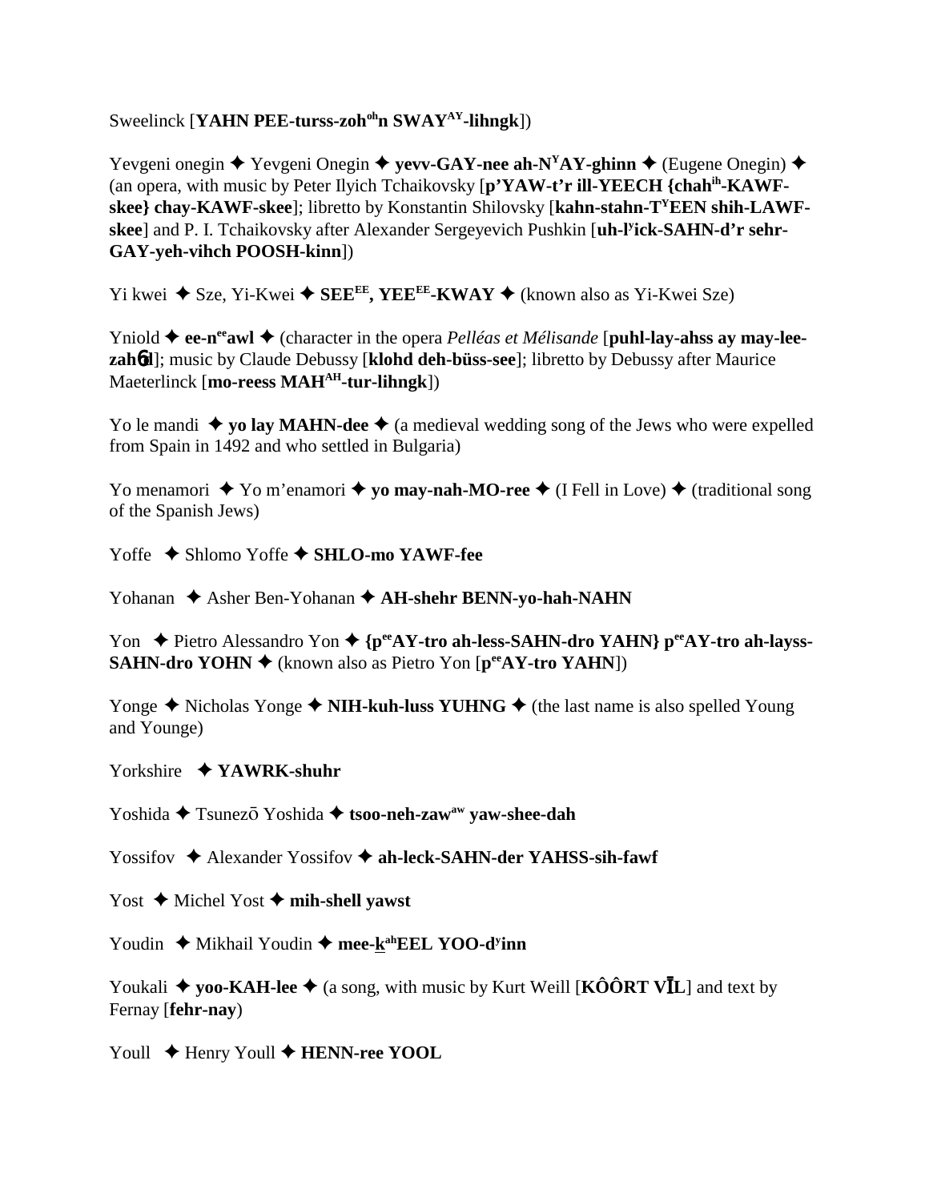Sweelinck [**YAHN PEE-turss-zoh^oh^n SWAY^AY^-lihngk**])

Yevgeni onegin ✦ Yevgeni Onegin ✦ **yevv-GAY-nee ah-N^Y^AY-ghinn** ✦ (Eugene Onegin) ✦ (an opera, with music by Peter Ilyich Tchaikovsky [**p'YAW-t'r ill-YEECH {chah^ih^-KAWF-skee} chay-KAWF-skee**]; libretto by Konstantin Shilovsky [**kahn-stahn-T^Y^EEN shih-LAWF-skee**] and P. I. Tchaikovsky after Alexander Sergeyevich Pushkin [**uh-l^y^ick-SAHN-d'r sehr-GAY-yeh-vihch POOSH-kinn**])

Yi kwei ✦ Sze, Yi-Kwei ✦ **SEE^EE^, YEE^EE^-KWAY** ✦ (known also as Yi-Kwei Sze)

Yniold ✦ **ee-n^ee^awl** ✦ (character in the opera *Pelléas et Mélisande* [**puhl-lay-ahss ay may-lee-zahɓd**]; music by Claude Debussy [**klohd deh-büss-see**]; libretto by Debussy after Maurice Maeterlinck [**mo-reess MAH^AH^-tur-lihngk**])

Yo le mandi ✦ **yo lay MAHN-dee** ✦ (a medieval wedding song of the Jews who were expelled from Spain in 1492 and who settled in Bulgaria)

Yo menamori ✦ Yo m'enamori ✦ **yo may-nah-MO-ree** ✦ (I Fell in Love) ✦ (traditional song of the Spanish Jews)

Yoffe ✦ Shlomo Yoffe ✦ **SHLO-mo YAWF-fee**

Yohanan ✦ Asher Ben-Yohanan ✦ **AH-shehr BENN-yo-hah-NAHN**

Yon ✦ Pietro Alessandro Yon ✦ **{p^ee^AY-tro ah-less-SAHN-dro YAHN} p^ee^AY-tro ah-layss-SAHN-dro YOHN** ✦ (known also as Pietro Yon [**p^ee^AY-tro YAHN**])

Yonge ✦ Nicholas Yonge ✦ **NIH-kuh-luss YUHNG** ✦ (the last name is also spelled Young and Younge)

Yorkshire ✦ **YAWRK-shuhr**

Yoshida ✦ Tsunezō Yoshida ✦ **tsoo-neh-zaw^aw^ yaw-shee-dah**

Yossifov ✦ Alexander Yossifov ✦ **ah-leck-SAHN-der YAHSS-sih-fawf**

Yost ✦ Michel Yost ✦ **mih-shell yawst**

Youdin ✦ Mikhail Youdin ✦ **mee-k^ah^EEL YOO-d^y^inn**

Youkali ✦ **yoo-KAH-lee** ✦ (a song, with music by Kurt Weill [**KÔÔRT VĪL**] and text by Fernay [**fehr-nay**])

Youll ✦ Henry Youll ✦ **HENN-ree YOOL**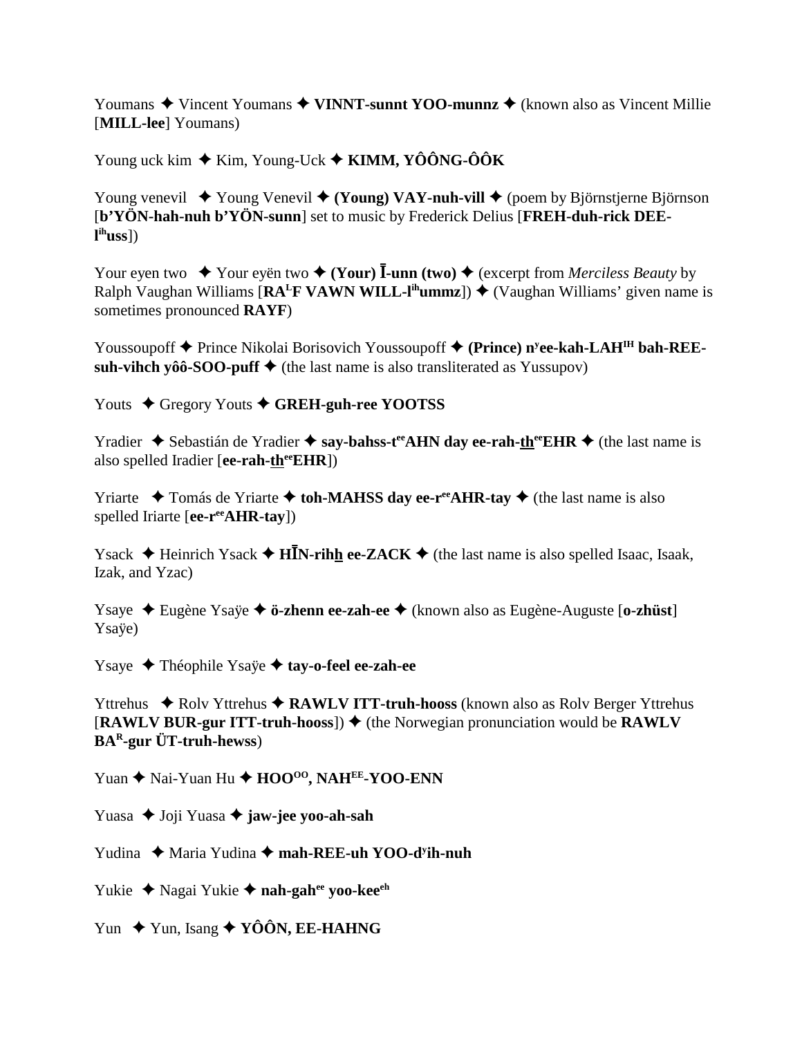Youmans ✦ Vincent Youmans ✦ **VINNT-sunnt YOO-munnz** ✦ (known also as Vincent Millie [**MILL-lee**] Youmans)

Young uck kim ✦ Kim, Young-Uck ✦ **KIMM, YÔÔNG-ÔÔK**

Young venevil ✦ Young Venevil ✦ **(Young) VAY-nuh-vill** ✦ (poem by Björnstjerne Björnson [**b'YÖN-hah-nuh b'YÖN-sunn**] set to music by Frederick Delius [**FREH-duh-rick DEE-l^ih^uss**])

Your eyen two ✦ Your eyën two ✦ **(Your) Ī-unn (two)** ✦ (excerpt from *Merciless Beauty* by Ralph Vaughan Williams [**RA^L^F VAWN WILL-l^ih^ummz**]) ✦ (Vaughan Williams' given name is sometimes pronounced **RAYF**)

Youssoupoff ✦ Prince Nikolai Borisovich Youssoupoff ✦ **(Prince) n^y^ee-kah-LAH^IH^ bah-REE-suh-vihch yôô-SOO-puff** ✦ (the last name is also transliterated as Yussupov)

Youts ✦ Gregory Youts ✦ **GREH-guh-ree YOOTSS**

Yradier ✦ Sebastián de Yradier ✦ **say-bahss-t^ee^AHN day ee-rah-th^ee^EHR** ✦ (the last name is also spelled Iradier [**ee-rah-th^ee^EHR**])

Yriarte ✦ Tomás de Yriarte ✦ **toh-MAHSS day ee-r^ee^AHR-tay** ✦ (the last name is also spelled Iriarte [**ee-r^ee^AHR-tay**])

Ysack ✦ Heinrich Ysack ✦ **HĪN-rihh ee-ZACK** ✦ (the last name is also spelled Isaac, Isaak, Izak, and Yzac)

Ysaye ✦ Eugène Ysaÿe ✦ **ö-zhenn ee-zah-ee** ✦ (known also as Eugène-Auguste [**o-zhüst**] Ysaÿe)

Ysaye ✦ Théophile Ysaÿe ✦ **tay-o-feel ee-zah-ee**

Yttrehus ✦ Rolv Yttrehus ✦ **RAWLV ITT-truh-hooss** (known also as Rolv Berger Yttrehus [**RAWLV BUR-gur ITT-truh-hooss**]) ✦ (the Norwegian pronunciation would be **RAWLV BA^R^-gur ÜT-truh-hewss**)

Yuan ✦ Nai-Yuan Hu ✦ **HOO^OO^, NAH^EE^-YOO-ENN**

Yuasa ✦ Joji Yuasa ✦ **jaw-jee yoo-ah-sah**

Yudina ✦ Maria Yudina ✦ **mah-REE-uh YOO-d^y^ih-nuh**

Yukie ✦ Nagai Yukie ✦ **nah-gah^ee^ yoo-kee^eh^**

Yun ✦ Yun, Isang ✦ **YÔÔN, EE-HAHNG**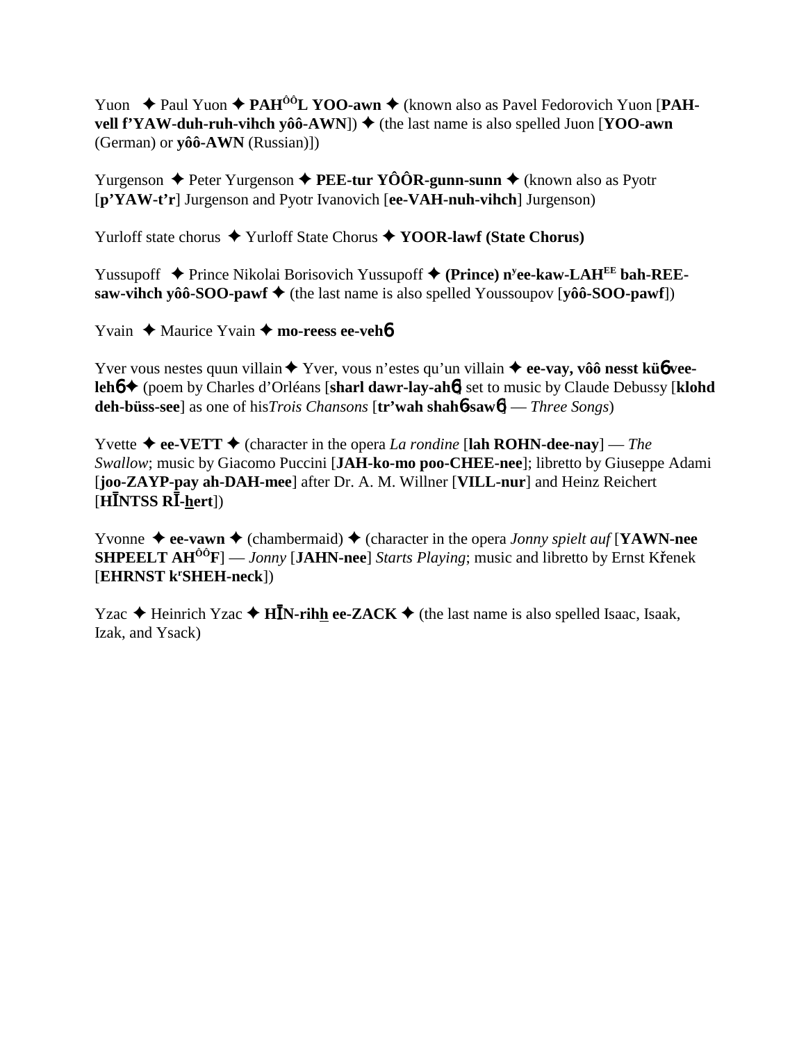Yuon ✦ Paul Yuon ✦ **PAH$^{ôô}$L YOO-awn** ✦ (known also as Pavel Fedorovich Yuon [**PAH-vell f'YAW-duh-ruh-vihch yôô-AWN**]) ✦ (the last name is also spelled Juon [**YOO-awn** (German) or **yôô-AWN** (Russian)])

Yurgenson ✦ Peter Yurgenson ✦ **PEE-tur YÔÔR-gunn-sunn** ✦ (known also as Pyotr [**p'YAW-t'r**] Jurgenson and Pyotr Ivanovich [**ee-VAH-nuh-vihch**] Jurgenson)

Yurloff state chorus ✦ Yurloff State Chorus ✦ **YOOR-lawf (State Chorus)**

Yussupoff ✦ Prince Nikolai Borisovich Yussupoff ✦ **(Prince) n$^{y}$ee-kaw-LAH$^{EE}$ bah-REE-saw-vihch yôô-SOO-pawf** ✦ (the last name is also spelled Youssoupov [**yôô-SOO-pawf**])

Yvain ✦ Maurice Yvain ✦ **mo-reess ee-veh6**

Yver vous nestes quun villain ✦ Yver, vous n'estes qu'un villain ✦ **ee-vay, vôô nesst kü6 vee-leh6** ✦ (poem by Charles d'Orléans [**sharl dawr-lay-ah6**] set to music by Claude Debussy [**klohd deh-büss-see**] as one of his *Trois Chansons* [**tr'wah shah6-saw6**] — *Three Songs*)

Yvette ✦ **ee-VETT** ✦ (character in the opera *La rondine* [**lah ROHN-dee-nay**] — *The Swallow*; music by Giacomo Puccini [**JAH-ko-mo poo-CHEE-nee**]; libretto by Giuseppe Adami [**joo-ZAYP-pay ah-DAH-mee**] after Dr. A. M. Willner [**VILL-nur**] and Heinz Reichert [**HĪNTSS RĪ-h̲ert**])

Yvonne ✦ **ee-vawn** ✦ (chambermaid) ✦ (character in the opera *Jonny spielt auf* [**YAWN-nee SHPEELT AH$^{ôô}$F**] — *Jonny* [**JAHN-nee**] *Starts Playing*; music and libretto by Ernst Křenek [**EHRNST k$^{r}$SHEH-neck**])

Yzac ✦ Heinrich Yzac ✦ **HĪN-rihh̲ ee-ZACK** ✦ (the last name is also spelled Isaac, Isaak, Izak, and Ysack)